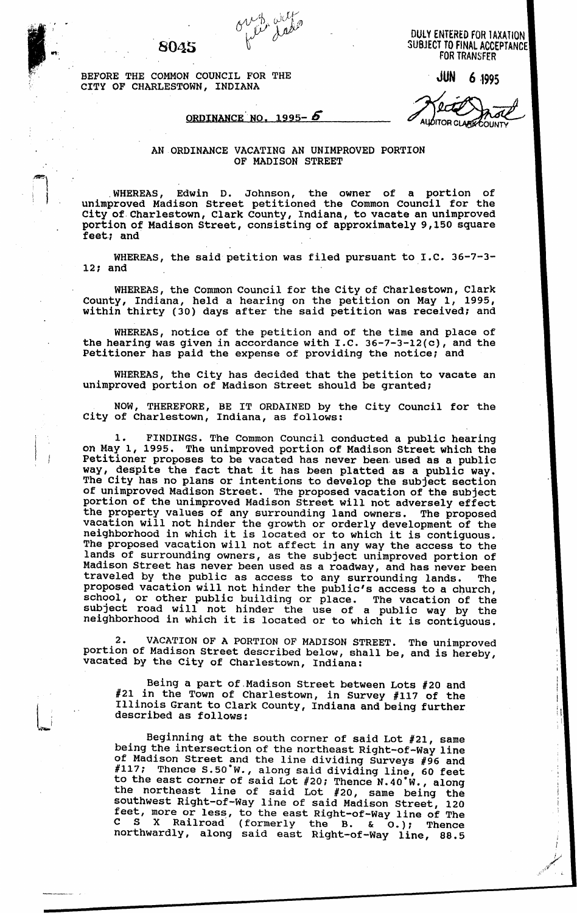8045

orig. with file date

DULY ENTERED FOR TAXATION SUBJECT TO FINAL ACCEPTANCE FOR TRANSFER

JUN 6 1995

AUDITOR CLARK COUNTY

BEFORE THE COMMON COUNCIL FOR THE CITY OF CHARLESTOWN, INDIANA

**ORDINANCE NO. 1995-6**

AN ORDINANCE VACATING AN UNIMPROVED PORTION OF MADISON STREET

WHEREAS, Edwin D. Johnson, the owner of a portion of unimproved Madison Street petitioned the Common Council for the City of Charlestown, Clark County, Indiana, to vacate an unimproved portion of Madison Street, consisting of approximately 9,150 square feet; and

WHEREAS, the said petition was filed pursuant to I.C. 36-7-3-12; and

WHEREAS, the Common Council for the City of Charlestown, Clark County, Indiana, held a hearing on the petition on May 1, 1995, within thirty (30) days after the said petition was received; and

WHEREAS, notice of the petition and of the time and place of the hearing was given in accordance with I.C. 36-7-3-12(c), and the Petitioner has paid the expense of providing the notice; and

WHEREAS, the City has decided that the petition to vacate an unimproved portion of Madison Street should be granted;

NOW, THEREFORE, BE IT ORDAINED by the City Council for the City of Charlestown, Indiana, as follows:

1. FINDINGS. The Common Council conducted a public hearing on May 1, 1995. The unimproved portion of Madison Street which the Petitioner proposes to be vacated has never been used as a public way, despite the fact that it has been platted as a public way. The City has no plans or intentions to develop the subject section of unimproved Madison Street. The proposed vacation of the subject portion of the unimproved Madison Street will not adversely effect the property values of any surrounding land owners. The proposed vacation will not hinder the growth or orderly development of the neighborhood in which it is located or to which it is contiguous. The proposed vacation will not affect in any way the access to the lands of surrounding owners, as the subject unimproved portion of Madison Street has never been used as a roadway, and has never been traveled by the public as access to any surrounding lands. The proposed vacation will not hinder the public's access to a church, school, or other public building or place. The vacation of the subject road will not hinder the use of a public way by the neighborhood in which it is located or to which it is contiguous.

2. VACATION OF A PORTION OF MADISON STREET. The unimproved portion of Madison Street described below, shall be, and is hereby, vacated by the City of Charlestown, Indiana:

Being a part of Madison Street between Lots #20 and #21 in the Town of Charlestown, in Survey #117 of the Illinois Grant to Clark County, Indiana and being further described as follows:

Beginning at the south corner of said Lot #21, same being the intersection of the northeast Right-of-Way line of Madison Street and the line dividing Surveys #96 and #117; Thence S.50°W., along said dividing line, 60 feet to the east corner of said Lot #20; Thence N.40°W., along the northeast line of said Lot #20, same being the southwest Right-of-Way line of said Madison Street, 120 feet, more or less, to the east Right-of-Way line of The C S X Railroad (formerly the B. & O.); Thence northwardly, along said east Right-of-Way line, 88.5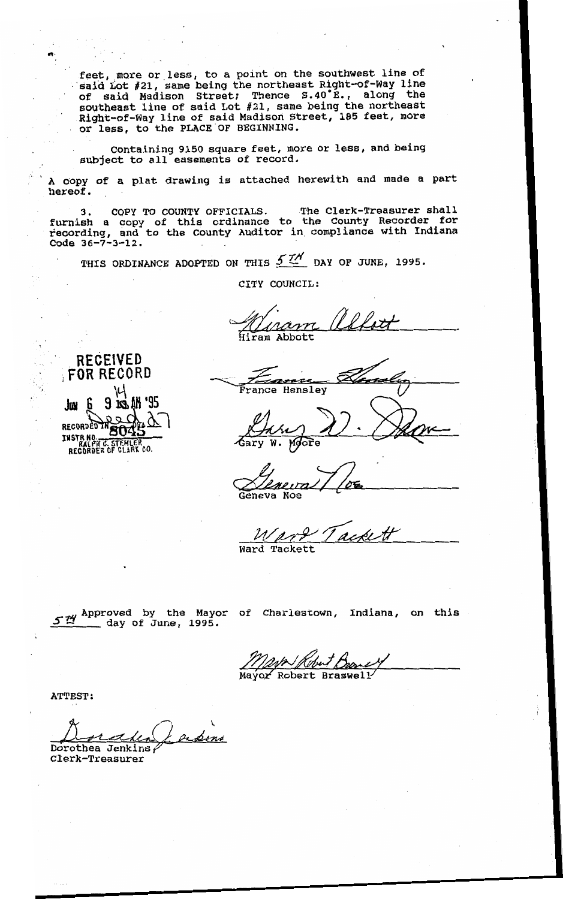feet, more or less, to a point on the southwest line of said Lot #21, same being the northeast Right-of-Way line of said Madison Street; Thence S.40°E., along the southeast line of said Lot #21, same being the northeast Right-of-Way line of said Madison Street, 185 feet, more or less, to the PLACE OF BEGINNING.

Containing 9150 square feet, more or less, and being subject to all easements of record.

A copy of a plat drawing is attached herewith and made a part hereof.

3. COPY TO COUNTY OFFICIALS. The Clerk-Treasurer shall furnish a copy of this ordinance to the County Recorder for recording, and to the County Auditor in compliance with Indiana Code 36-7-3-12.

THIS ORDINANCE ADOPTED ON THIS 5TH DAY OF JUNE, 1995.

CITY COUNCIL:

Hiram Abbott

RECEIVED FOR RECORD
JUN 6 9 10 AM '95
RECORDED IN 14 PAGE 27
INSTR NO. 8045
RALPH C. STEMLER
RECORDER OF CLARK CO.

France Hensley

Gary W. Moore

Geneva Noe

Ward Tackett

5TH Approved by the Mayor of Charlestown, Indiana, on this 5TH day of June, 1995.

Mayor Robert Braswell

ATTEST:

Dorothea Jenkins
Clerk-Treasurer